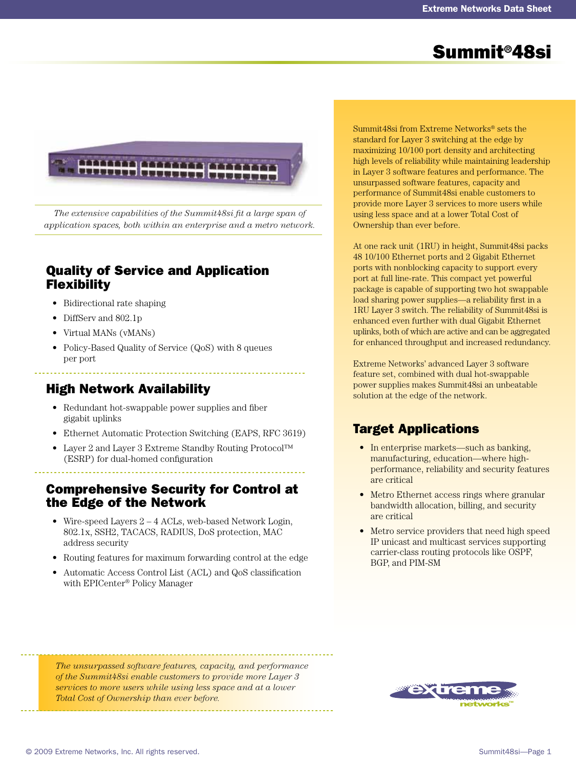# Summit®48si

*The extensive capabilities of the Summit48si fit a large span of application spaces, both within an enterprise and a metro network.*

Summit48si from Extreme Networks® sets the standard for Layer 3 switching at the edge by maximizing 10/100 port density and architecting high levels of reliability while maintaining leadership in Layer 3 software features and performance. The unsurpassed software features, capacity and performance of Summit48si enable customers to provide more Layer 3 services to more users while using less space and at a lower Total Cost of Ownership than ever before.

At one rack unit (1RU) in height, Summit48si packs 48 10/100 Ethernet ports and 2 Gigabit Ethernet ports with nonblocking capacity to support every port at full line-rate. This compact yet powerful package is capable of supporting two hot swappable load sharing power supplies—a reliability first in a 1RU Layer 3 switch. The reliability of Summit48si is enhanced even further with dual Gigabit Ethernet uplinks, both of which are active and can be aggregated for enhanced throughput and increased redundancy.

Extreme Networks' advanced Layer 3 software feature set, combined with dual hot-swappable power supplies makes Summit48si an unbeatable solution at the edge of the network.

## Quality of Service and Application Flexibility

- Bidirectional rate shaping
- DiffServ and 802.1p
- Virtual MANs (vMANs)
- Policy-Based Quality of Service (QoS) with 8 queues per port

## High Network Availability

- Redundant hot-swappable power supplies and fiber gigabit uplinks
- Ethernet Automatic Protection Switching (EAPS, RFC 3619)
- Layer 2 and Layer 3 Extreme Standby Routing Protocol™ (ESRP) for dual-homed configuration

## Comprehensive Security for Control at the Edge of the Network

- Wire-speed Layers 2 – 4 ACLs, web-based Network Login, 802.1x, SSH2, TACACS, RADIUS, DoS protection, MAC address security
- Routing features for maximum forwarding control at the edge
- Automatic Access Control List (ACL) and QoS classification with EPICenter® Policy Manager

## Target Applications

- In enterprise markets—such as banking, manufacturing, education—where high-performance, reliability and security features are critical
- Metro Ethernet access rings where granular bandwidth allocation, billing, and security are critical
- Metro service providers that need high speed IP unicast and multicast services supporting carrier-class routing protocols like OSPF, BGP, and PIM-SM

*The unsurpassed software features, capacity, and performance of the Summit48si enable customers to provide more Layer 3 services to more users while using less space and at a lower Total Cost of Ownership than ever before.*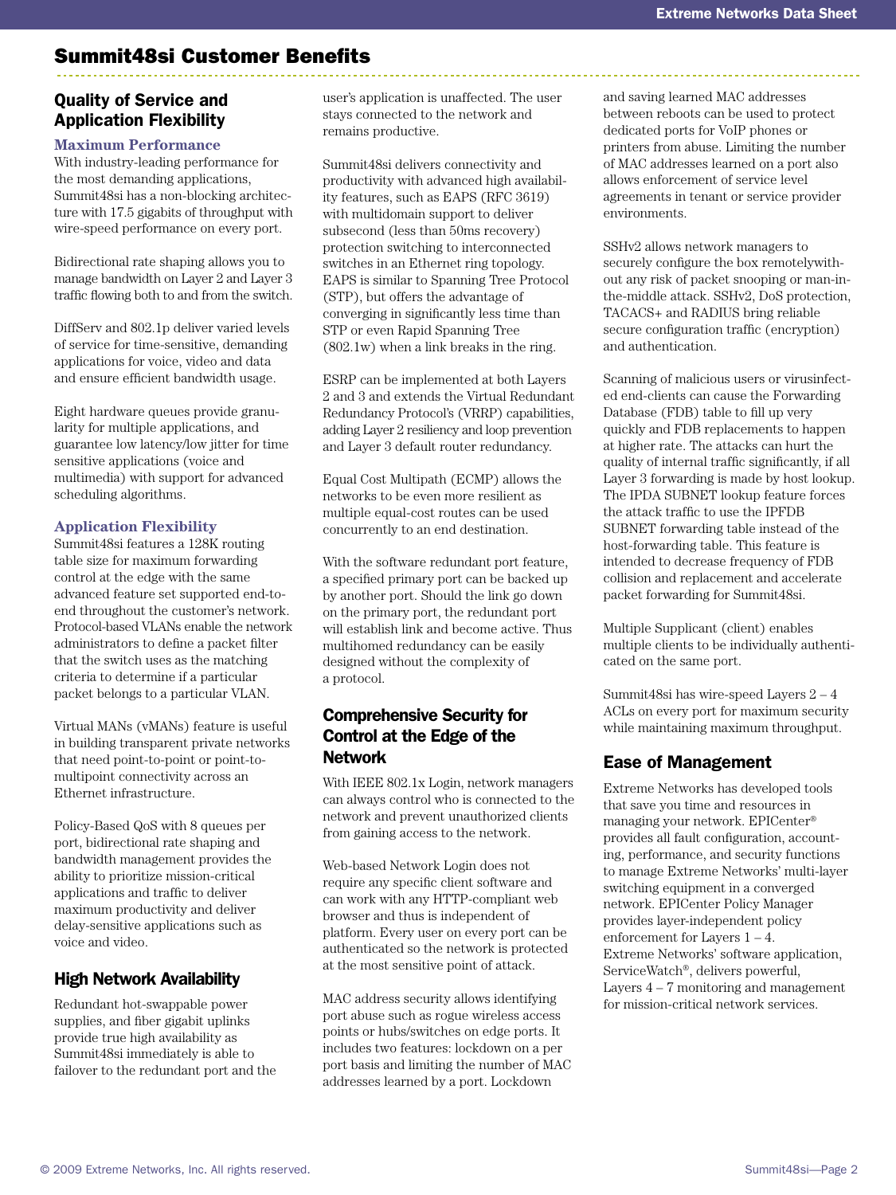## Summit48si Customer Benefits

### Quality of Service and Application Flexibility

#### Maximum Performance

With industry-leading performance for the most demanding applications, Summit48si has a non-blocking architecture with 17.5 gigabits of throughput with wire-speed performance on every port.

Bidirectional rate shaping allows you to manage bandwidth on Layer 2 and Layer 3 traffic flowing both to and from the switch.

DiffServ and 802.1p deliver varied levels of service for time-sensitive, demanding applications for voice, video and data and ensure efficient bandwidth usage.

Eight hardware queues provide granularity for multiple applications, and guarantee low latency/low jitter for time sensitive applications (voice and multimedia) with support for advanced scheduling algorithms.

#### Application Flexibility

Summit48si features a 128K routing table size for maximum forwarding control at the edge with the same advanced feature set supported end-to-end throughout the customer's network. Protocol-based VLANs enable the network administrators to define a packet filter that the switch uses as the matching criteria to determine if a particular packet belongs to a particular VLAN.

Virtual MANs (vMANs) feature is useful in building transparent private networks that need point-to-point or point-to-multipoint connectivity across an Ethernet infrastructure.

Policy-Based QoS with 8 queues per port, bidirectional rate shaping and bandwidth management provides the ability to prioritize mission-critical applications and traffic to deliver maximum productivity and deliver delay-sensitive applications such as voice and video.

### High Network Availability

Redundant hot-swappable power supplies, and fiber gigabit uplinks provide true high availability as Summit48si immediately is able to failover to the redundant port and the user's application is unaffected. The user stays connected to the network and remains productive.

Summit48si delivers connectivity and productivity with advanced high availability features, such as EAPS (RFC 3619) with multidomain support to deliver subsecond (less than 50ms recovery) protection switching to interconnected switches in an Ethernet ring topology. EAPS is similar to Spanning Tree Protocol (STP), but offers the advantage of converging in significantly less time than STP or even Rapid Spanning Tree (802.1w) when a link breaks in the ring.

ESRP can be implemented at both Layers 2 and 3 and extends the Virtual Redundant Redundancy Protocol's (VRRP) capabilities, adding Layer 2 resiliency and loop prevention and Layer 3 default router redundancy.

Equal Cost Multipath (ECMP) allows the networks to be even more resilient as multiple equal-cost routes can be used concurrently to an end destination.

With the software redundant port feature, a specified primary port can be backed up by another port. Should the link go down on the primary port, the redundant port will establish link and become active. Thus multihomed redundancy can be easily designed without the complexity of a protocol.

### Comprehensive Security for Control at the Edge of the Network

With IEEE 802.1x Login, network managers can always control who is connected to the network and prevent unauthorized clients from gaining access to the network.

Web-based Network Login does not require any specific client software and can work with any HTTP-compliant web browser and thus is independent of platform. Every user on every port can be authenticated so the network is protected at the most sensitive point of attack.

MAC address security allows identifying port abuse such as rogue wireless access points or hubs/switches on edge ports. It includes two features: lockdown on a per port basis and limiting the number of MAC addresses learned by a port. Lockdown and saving learned MAC addresses between reboots can be used to protect dedicated ports for VoIP phones or printers from abuse. Limiting the number of MAC addresses learned on a port also allows enforcement of service level agreements in tenant or service provider environments.

SSHv2 allows network managers to securely configure the box remotelywithout any risk of packet snooping or man-in-the-middle attack. SSHv2, DoS protection, TACACS+ and RADIUS bring reliable secure configuration traffic (encryption) and authentication.

Scanning of malicious users or virusinfected end-clients can cause the Forwarding Database (FDB) table to fill up very quickly and FDB replacements to happen at higher rate. The attacks can hurt the quality of internal traffic significantly, if all Layer 3 forwarding is made by host lookup. The IPDA SUBNET lookup feature forces the attack traffic to use the IPFDB SUBNET forwarding table instead of the host-forwarding table. This feature is intended to decrease frequency of FDB collision and replacement and accelerate packet forwarding for Summit48si.

Multiple Supplicant (client) enables multiple clients to be individually authenticated on the same port.

Summit48si has wire-speed Layers 2 – 4 ACLs on every port for maximum security while maintaining maximum throughput.

### Ease of Management

Extreme Networks has developed tools that save you time and resources in managing your network. EPICenter® provides all fault configuration, accounting, performance, and security functions to manage Extreme Networks' multi-layer switching equipment in a converged network. EPICenter Policy Manager provides layer-independent policy enforcement for Layers 1 – 4. Extreme Networks' software application, ServiceWatch®, delivers powerful, Layers 4 – 7 monitoring and management for mission-critical network services.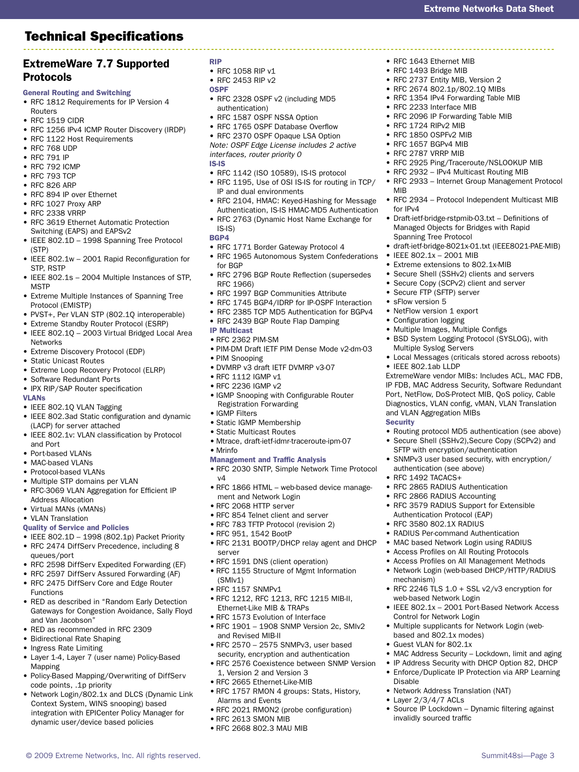## Technical Specifications

### ExtremeWare 7.7 Supported Protocols

**General Routing and Switching**

- RFC 1812 Requirements for IP Version 4 Routers
- RFC 1519 CIDR
- RFC 1256 IPv4 ICMP Router Discovery (IRDP)
- RFC 1122 Host Requirements
- RFC 768 UDP
- RFC 791 IP
- RFC 792 ICMP
- RFC 793 TCP
- RFC 826 ARP
- RFC 894 IP over Ethernet
- RFC 1027 Proxy ARP
- RFC 2338 VRRP
- RFC 3619 Ethernet Automatic Protection Switching (EAPS) and EAPSv2
- IEEE 802.1D – 1998 Spanning Tree Protocol (STP)
- IEEE 802.1w – 2001 Rapid Reconfiguration for STP, RSTP
- IEEE 802.1s – 2004 Multiple Instances of STP, MSTP
- Extreme Multiple Instances of Spanning Tree Protocol (EMISTP)
- PVST+, Per VLAN STP (802.1Q interoperable)
- Extreme Standby Router Protocol (ESRP)
- IEEE 802.1Q – 2003 Virtual Bridged Local Area Networks
- Extreme Discovery Protocol (EDP)
- Static Unicast Routes
- Extreme Loop Recovery Protocol (ELRP)
- Software Redundant Ports
- IPX RIP/SAP Router specification

**VLANs**

- IEEE 802.1Q VLAN Tagging
- IEEE 802.3ad Static configuration and dynamic (LACP) for server attached
- IEEE 802.1v: VLAN classification by Protocol and Port
- Port-based VLANs
- MAC-based VLANs
- Protocol-based VLANs
- Multiple STP domains per VLAN
- RFC-3069 VLAN Aggregation for Efficient IP Address Allocation
- Virtual MANs (vMANs)
- VLAN Translation

**Quality of Service and Policies**

- IEEE 802.1D – 1998 (802.1p) Packet Priority
- RFC 2474 DiffServ Precedence, including 8 queues/port
- RFC 2598 DiffServ Expedited Forwarding (EF)
- RFC 2597 DiffServ Assured Forwarding (AF)
- RFC 2475 DiffServ Core and Edge Router Functions
- RED as described in "Random Early Detection Gateways for Congestion Avoidance, Sally Floyd and Van Jacobson"
- RED as recommended in RFC 2309
- Bidirectional Rate Shaping
- Ingress Rate Limiting
- Layer 1-4, Layer 7 (user name) Policy-Based Mapping
- Policy-Based Mapping/Overwriting of DiffServ code points, .1p priority
- Network Login/802.1x and DLCS (Dynamic Link Context System, WINS snooping) based integration with EPICenter Policy Manager for dynamic user/device based policies

**RIP**

- RFC 1058 RIP v1
- RFC 2453 RIP v2

**OSPF**

- RFC 2328 OSPF v2 (including MD5 authentication)
- RFC 1587 OSPF NSSA Option
- RFC 1765 OSPF Database Overflow
- RFC 2370 OSPF Opaque LSA Option

*Note: OSPF Edge License includes 2 active interfaces, router priority 0*

**IS-IS**

- RFC 1142 (ISO 10589), IS-IS protocol
- RFC 1195, Use of OSI IS-IS for routing in TCP/IP and dual environments
- RFC 2104, HMAC: Keyed-Hashing for Message Authentication, IS-IS HMAC-MD5 Authentication
- RFC 2763 (Dynamic Host Name Exchange for IS-IS)

**BGP4**

- RFC 1771 Border Gateway Protocol 4
- RFC 1965 Autonomous System Confederations for BGP
- RFC 2796 BGP Route Reflection (supersedes RFC 1966)
- RFC 1997 BGP Communities Attribute
- RFC 1745 BGP4/IDRP for IP-OSPF Interaction
- RFC 2385 TCP MD5 Authentication for BGPv4
- RFC 2439 BGP Route Flap Damping

**IP Multicast**

- RFC 2362 PIM-SM
- PIM-DM Draft IETF PIM Dense Mode v2-dm-03
- PIM Snooping
- DVMRP v3 draft IETF DVMRP v3-07
- RFC 1112 IGMP v1
- RFC 2236 IGMP v2
- IGMP Snooping with Configurable Router Registration Forwarding
- IGMP Filters
- Static IGMP Membership
- Static Multicast Routes
- Mtrace, draft-ietf-idmr-traceroute-ipm-07
- Mrinfo

**Management and Traffic Analysis**

- RFC 2030 SNTP, Simple Network Time Protocol v4
- RFC 1866 HTML – web-based device management and Network Login
- RFC 2068 HTTP server
- RFC 854 Telnet client and server
- RFC 783 TFTP Protocol (revision 2)
- RFC 951, 1542 BootP
- RFC 2131 BOOTP/DHCP relay agent and DHCP server
- RFC 1591 DNS (client operation)
- RFC 1155 Structure of Mgmt Information (SMIv1)
- RFC 1157 SNMPv1
- RFC 1212, RFC 1213, RFC 1215 MIB-II, Ethernet-Like MIB & TRAPs
- RFC 1573 Evolution of Interface
- RFC 1901 – 1908 SNMP Version 2c, SMIv2 and Revised MIB-II
- RFC 2570 – 2575 SNMPv3, user based security, encryption and authentication
- RFC 2576 Coexistence between SNMP Version 1, Version 2 and Version 3
- RFC 2665 Ethernet-Like-MIB
- RFC 1757 RMON 4 groups: Stats, History, Alarms and Events
- RFC 2021 RMON2 (probe configuration)
- RFC 2613 SMON MIB
- RFC 2668 802.3 MAU MIB
- RFC 1643 Ethernet MIB
- RFC 1493 Bridge MIB
- RFC 2737 Entity MIB, Version 2
- RFC 2674 802.1p/802.1Q MIBs
- RFC 1354 IPv4 Forwarding Table MIB
- RFC 2233 Interface MIB
- RFC 2096 IP Forwarding Table MIB
- RFC 1724 RIPv2 MIB
- RFC 1850 OSPFv2 MIB
- RFC 1657 BGPv4 MIB
- RFC 2787 VRRP MIB
- RFC 2925 Ping/Traceroute/NSLOOKUP MIB
- RFC 2932 – IPv4 Multicast Routing MIB
- RFC 2933 – Internet Group Management Protocol MIB
- RFC 2934 – Protocol Independent Multicast MIB for IPv4
- Draft-ietf-bridge-rstpmib-03.txt – Definitions of Managed Objects for Bridges with Rapid Spanning Tree Protocol
- draft-ietf-bridge-8021x-01.txt (IEEE8021-PAE-MIB)
- IEEE 802.1x – 2001 MIB
- Extreme extensions to 802.1x-MIB
- Secure Shell (SSHv2) clients and servers
- Secure Copy (SCPv2) client and server
- Secure FTP (SFTP) server
- sFlow version 5
- NetFlow version 1 export
- Configuration logging
- Multiple Images, Multiple Configs
- BSD System Logging Protocol (SYSLOG), with Multiple Syslog Servers
- Local Messages (criticals stored across reboots)
- IEEE 802.1ab LLDP

ExtremeWare vendor MIBs: Includes ACL, MAC FDB, IP FDB, MAC Address Security, Software Redundant Port, NetFlow, DoS-Protect MIB, QoS policy, Cable Diagnostics, VLAN config, vMAN, VLAN Translation and VLAN Aggregation MIBs

**Security**

- Routing protocol MD5 authentication (see above)
- Secure Shell (SSHv2),Secure Copy (SCPv2) and SFTP with encryption/authentication
- SNMPv3 user based security, with encryption/authentication (see above)
- RFC 1492 TACACS+
- RFC 2865 RADIUS Authentication
- RFC 2866 RADIUS Accounting
- RFC 3579 RADIUS Support for Extensible Authentication Protocol (EAP)
- RFC 3580 802.1X RADIUS
- RADIUS Per-command Authentication
- MAC based Network Login using RADIUS
- Access Profiles on All Routing Protocols
- Access Profiles on All Management Methods
- Network Login (web-based DHCP/HTTP/RADIUS mechanism)
- RFC 2246 TLS 1.0 + SSL v2/v3 encryption for web-based Network Login
- IEEE 802.1x – 2001 Port-Based Network Access Control for Network Login
- Multiple supplicants for Network Login (web-based and 802.1x modes)
- Guest VLAN for 802.1x
- MAC Address Security – Lockdown, limit and aging
- IP Address Security with DHCP Option 82, DHCP
- Enforce/Duplicate IP Protection via ARP Learning Disable
- Network Address Translation (NAT)
- Layer 2/3/4/7 ACLs
- Source IP Lockdown – Dynamic filtering against invalidly sourced traffic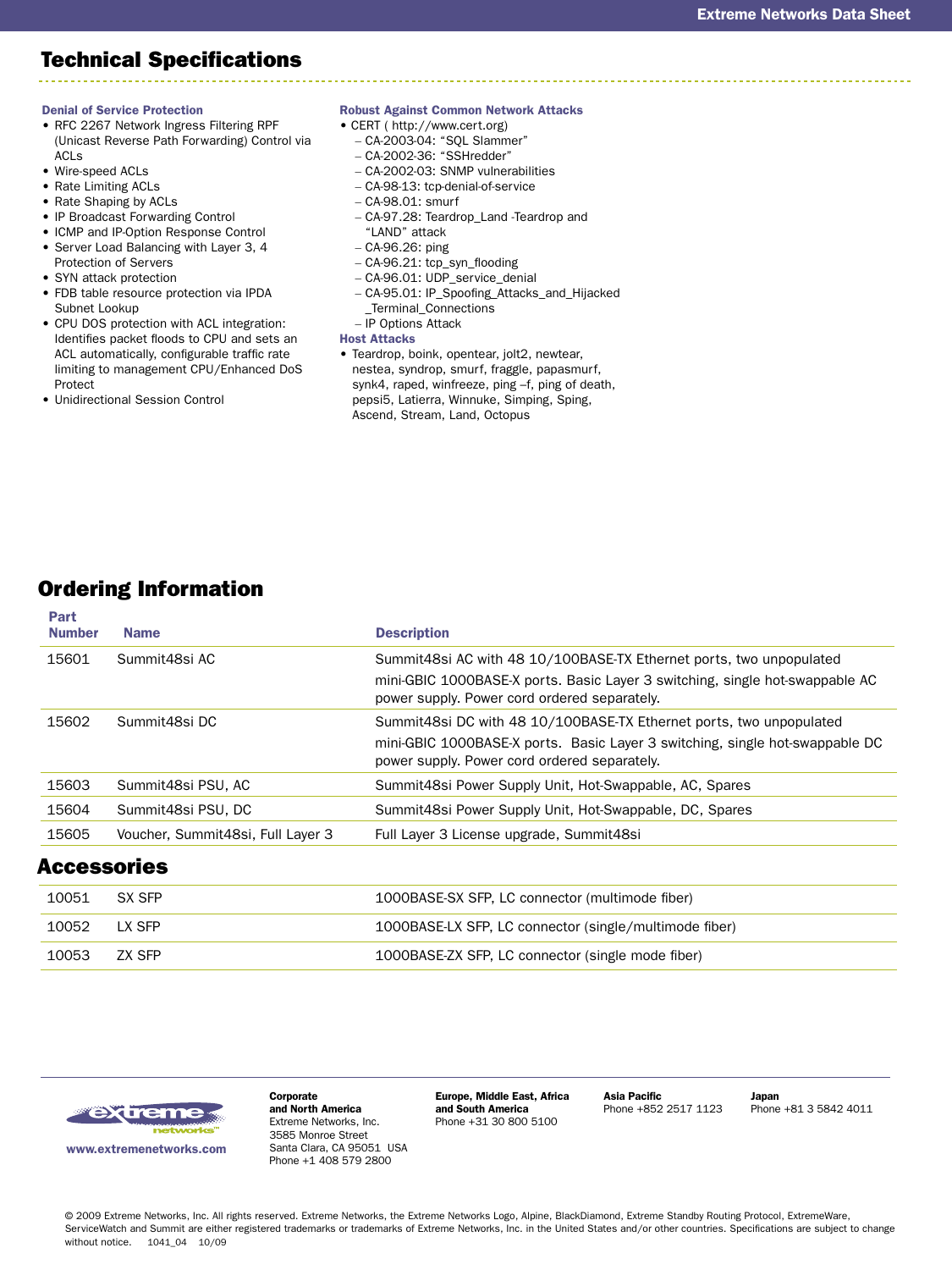## Technical Specifications

### Denial of Service Protection

- RFC 2267 Network Ingress Filtering RPF (Unicast Reverse Path Forwarding) Control via ACLs
- Wire-speed ACLs
- Rate Limiting ACLs
- Rate Shaping by ACLs
- IP Broadcast Forwarding Control
- ICMP and IP-Option Response Control
- Server Load Balancing with Layer 3, 4 Protection of Servers
- SYN attack protection
- FDB table resource protection via IPDA Subnet Lookup
- CPU DOS protection with ACL integration: Identifies packet floods to CPU and sets an ACL automatically, configurable traffic rate limiting to management CPU/Enhanced DoS Protect
- Unidirectional Session Control

### Robust Against Common Network Attacks

- CERT ( http://www.cert.org)
  - CA-2003-04: “SQL Slammer”
  - CA-2002-36: “SSHredder”
  - CA-2002-03: SNMP vulnerabilities
  - CA-98-13: tcp-denial-of-service
  - CA-98.01: smurf
  - CA-97.28: Teardrop_Land -Teardrop and “LAND” attack
  - CA-96.26: ping
  - CA-96.21: tcp_syn_flooding
  - CA-96.01: UDP_service_denial
  - CA-95.01: IP_Spoofing_Attacks_and_Hijacked _Terminal_Connections
  - IP Options Attack

### Host Attacks

- Teardrop, boink, opentear, jolt2, newtear, nestea, syndrop, smurf, fraggle, papasmurf, synk4, raped, winfreeze, ping –f, ping of death, pepsi5, Latierra, Winnuke, Simping, Sping, Ascend, Stream, Land, Octopus

## Ordering Information

| Part Number | Name | Description |
|---|---|---|
| 15601 | Summit48si AC | Summit48si AC with 48 10/100BASE-TX Ethernet ports, two unpopulated mini-GBIC 1000BASE-X ports. Basic Layer 3 switching, single hot-swappable AC power supply. Power cord ordered separately. |
| 15602 | Summit48si DC | Summit48si DC with 48 10/100BASE-TX Ethernet ports, two unpopulated mini-GBIC 1000BASE-X ports. Basic Layer 3 switching, single hot-swappable DC power supply. Power cord ordered separately. |
| 15603 | Summit48si PSU, AC | Summit48si Power Supply Unit, Hot-Swappable, AC, Spares |
| 15604 | Summit48si PSU, DC | Summit48si Power Supply Unit, Hot-Swappable, DC, Spares |
| 15605 | Voucher, Summit48si, Full Layer 3 | Full Layer 3 License upgrade, Summit48si |

## Accessories

| | | |
|---|---|---|
| 10051 | SX SFP | 1000BASE-SX SFP, LC connector (multimode fiber) |
| 10052 | LX SFP | 1000BASE-LX SFP, LC connector (single/multimode fiber) |
| 10053 | ZX SFP | 1000BASE-ZX SFP, LC connector (single mode fiber) |

www.extremenetworks.com

**Corporate and North America**
Extreme Networks, Inc.
3585 Monroe Street
Santa Clara, CA 95051 USA
Phone +1 408 579 2800

**Europe, Middle East, Africa and South America**
Phone +31 30 800 5100

**Asia Pacific**
Phone +852 2517 1123

**Japan**
Phone +81 3 5842 4011

© 2009 Extreme Networks, Inc. All rights reserved. Extreme Networks, the Extreme Networks Logo, Alpine, BlackDiamond, Extreme Standby Routing Protocol, ExtremeWare, ServiceWatch and Summit are either registered trademarks or trademarks of Extreme Networks, Inc. in the United States and/or other countries. Specifications are subject to change without notice. 1041_04 10/09